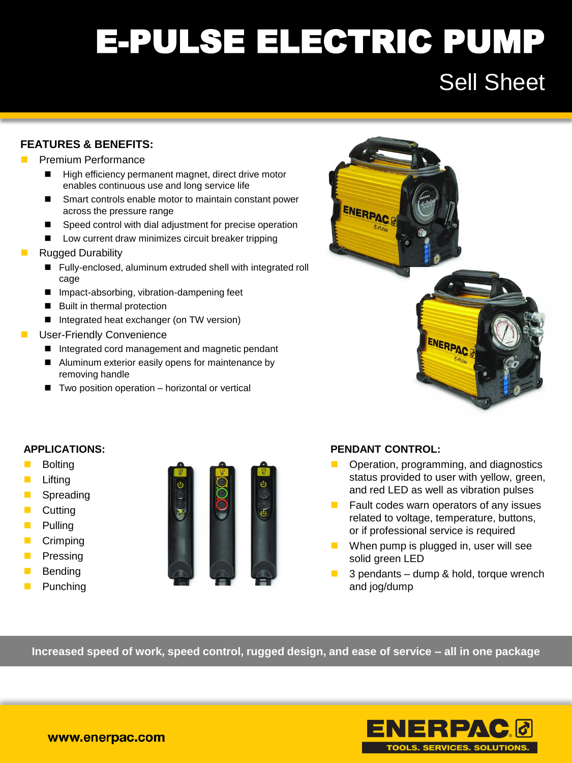# E-PULSE ELECTRIC PUMP

## Sell Sheet

### FEATURES & BENEFITS:

- Premium Performance
  - High efficiency permanent magnet, direct drive motor enables continuous use and long service life
  - Smart controls enable motor to maintain constant power across the pressure range
  - Speed control with dial adjustment for precise operation
  - Low current draw minimizes circuit breaker tripping
- Rugged Durability
  - Fully-enclosed, aluminum extruded shell with integrated roll cage
  - Impact-absorbing, vibration-dampening feet
  - Built in thermal protection
  - Integrated heat exchanger (on TW version)
- User-Friendly Convenience
  - Integrated cord management and magnetic pendant
  - Aluminum exterior easily opens for maintenance by removing handle
  - Two position operation – horizontal or vertical

### APPLICATIONS:

- Bolting
- Lifting
- Spreading
- Cutting
- Pulling
- Crimping
- Pressing
- Bending
- Punching

### PENDANT CONTROL:

- Operation, programming, and diagnostics status provided to user with yellow, green, and red LED as well as vibration pulses
- Fault codes warn operators of any issues related to voltage, temperature, buttons, or if professional service is required
- When pump is plugged in, user will see solid green LED
- 3 pendants – dump & hold, torque wrench and jog/dump

**Increased speed of work, speed control, rugged design, and ease of service – all in one package**

**www.enerpac.com**

ENERPAC TOOLS. SERVICES. SOLUTIONS.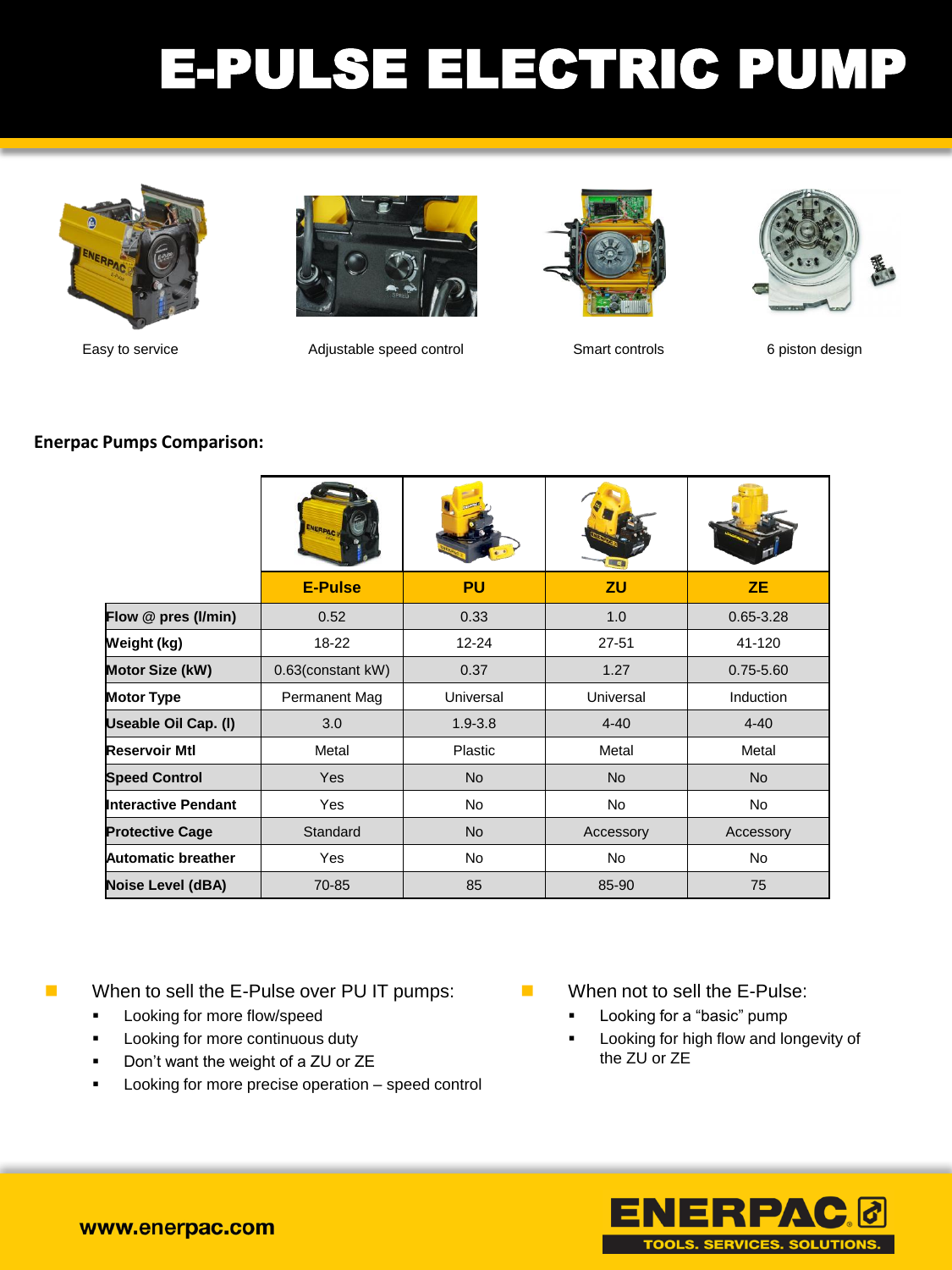# E-PULSE ELECTRIC PUMP

Easy to service

Adjustable speed control

Smart controls

6 piston design

**Enerpac Pumps Comparison:**

| | E-Pulse | PU | ZU | ZE |
|---|---|---|---|---|
| **Flow @ pres (l/min)** | 0.52 | 0.33 | 1.0 | 0.65-3.28 |
| **Weight (kg)** | 18-22 | 12-24 | 27-51 | 41-120 |
| **Motor Size (kW)** | 0.63(constant kW) | 0.37 | 1.27 | 0.75-5.60 |
| **Motor Type** | Permanent Mag | Universal | Universal | Induction |
| **Useable Oil Cap. (l)** | 3.0 | 1.9-3.8 | 4-40 | 4-40 |
| **Reservoir Mtl** | Metal | Plastic | Metal | Metal |
| **Speed Control** | Yes | No | No | No |
| **Interactive Pendant** | Yes | No | No | No |
| **Protective Cage** | Standard | No | Accessory | Accessory |
| **Automatic breather** | Yes | No | No | No |
| **Noise Level (dBA)** | 70-85 | 85 | 85-90 | 75 |

- When to sell the E-Pulse over PU IT pumps:
  - Looking for more flow/speed
  - Looking for more continuous duty
  - Don't want the weight of a ZU or ZE
  - Looking for more precise operation – speed control

- When not to sell the E-Pulse:
  - Looking for a "basic" pump
  - Looking for high flow and longevity of the ZU or ZE

www.enerpac.com

ENERPAC TOOLS. SERVICES. SOLUTIONS.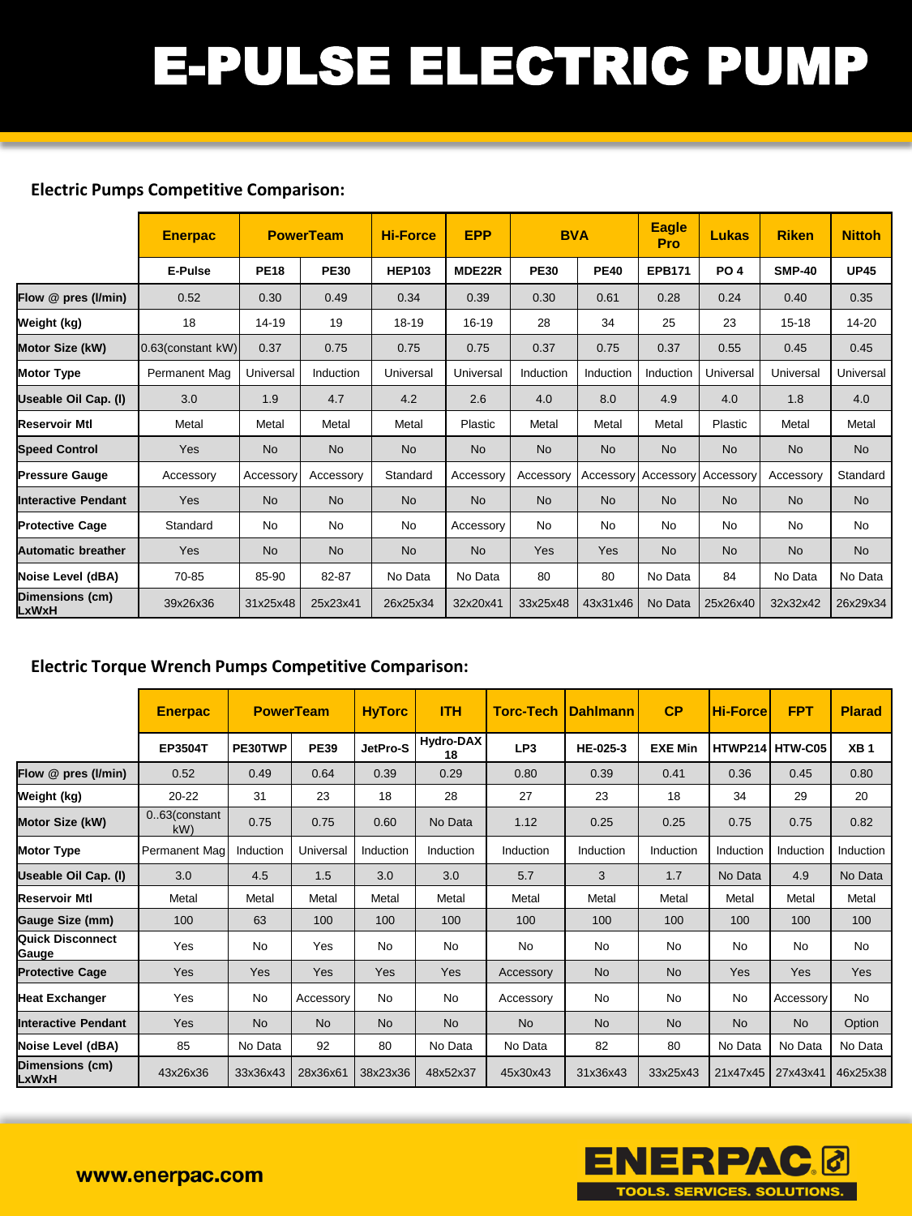# E-PULSE ELECTRIC PUMP

## Electric Pumps Competitive Comparison:

| | Enerpac | PowerTeam | | Hi-Force | EPP | BVA | | Eagle Pro | Lukas | Riken | Nittoh |
|---|---|---|---|---|---|---|---|---|---|---|---|
| | E-Pulse | PE18 | PE30 | HEP103 | MDE22R | PE30 | PE40 | EPB171 | PO 4 | SMP-40 | UP45 |
| Flow @ pres (l/min) | 0.52 | 0.30 | 0.49 | 0.34 | 0.39 | 0.30 | 0.61 | 0.28 | 0.24 | 0.40 | 0.35 |
| Weight (kg) | 18 | 14-19 | 19 | 18-19 | 16-19 | 28 | 34 | 25 | 23 | 15-18 | 14-20 |
| Motor Size (kW) | 0.63(constant kW) | 0.37 | 0.75 | 0.75 | 0.75 | 0.37 | 0.75 | 0.37 | 0.55 | 0.45 | 0.45 |
| Motor Type | Permanent Mag | Universal | Induction | Universal | Universal | Induction | Induction | Induction | Universal | Universal | Universal |
| Useable Oil Cap. (l) | 3.0 | 1.9 | 4.7 | 4.2 | 2.6 | 4.0 | 8.0 | 4.9 | 4.0 | 1.8 | 4.0 |
| Reservoir Mtl | Metal | Metal | Metal | Metal | Plastic | Metal | Metal | Metal | Plastic | Metal | Metal |
| Speed Control | Yes | No | No | No | No | No | No | No | No | No | No |
| Pressure Gauge | Accessory | Accessory | Accessory | Standard | Accessory | Accessory | Accessory | Accessory | Accessory | Accessory | Standard |
| Interactive Pendant | Yes | No | No | No | No | No | No | No | No | No | No |
| Protective Cage | Standard | No | No | No | Accessory | No | No | No | No | No | No |
| Automatic breather | Yes | No | No | No | No | Yes | Yes | No | No | No | No |
| Noise Level (dBA) | 70-85 | 85-90 | 82-87 | No Data | No Data | 80 | 80 | No Data | 84 | No Data | No Data |
| Dimensions (cm) LxWxH | 39x26x36 | 31x25x48 | 25x23x41 | 26x25x34 | 32x20x41 | 33x25x48 | 43x31x46 | No Data | 25x26x40 | 32x32x42 | 26x29x34 |

## Electric Torque Wrench Pumps Competitive Comparison:

| | Enerpac | PowerTeam | | HyTorc | ITH | Torc-Tech | Dahlmann | CP | Hi-Force | FPT | Plarad |
|---|---|---|---|---|---|---|---|---|---|---|---|
| | EP3504T | PE30TWP | PE39 | JetPro-S | Hydro-DAX 18 | LP3 | HE-025-3 | EXE Min | HTWP214 | HTW-C05 | XB 1 |
| Flow @ pres (l/min) | 0.52 | 0.49 | 0.64 | 0.39 | 0.29 | 0.80 | 0.39 | 0.41 | 0.36 | 0.45 | 0.80 |
| Weight (kg) | 20-22 | 31 | 23 | 18 | 28 | 27 | 23 | 18 | 34 | 29 | 20 |
| Motor Size (kW) | 0..63(constant kW) | 0.75 | 0.75 | 0.60 | No Data | 1.12 | 0.25 | 0.25 | 0.75 | 0.75 | 0.82 |
| Motor Type | Permanent Mag | Induction | Universal | Induction | Induction | Induction | Induction | Induction | Induction | Induction | Induction |
| Useable Oil Cap. (l) | 3.0 | 4.5 | 1.5 | 3.0 | 3.0 | 5.7 | 3 | 1.7 | No Data | 4.9 | No Data |
| Reservoir Mtl | Metal | Metal | Metal | Metal | Metal | Metal | Metal | Metal | Metal | Metal | Metal |
| Gauge Size (mm) | 100 | 63 | 100 | 100 | 100 | 100 | 100 | 100 | 100 | 100 | 100 |
| Quick Disconnect Gauge | Yes | No | Yes | No | No | No | No | No | No | No | No |
| Protective Cage | Yes | Yes | Yes | Yes | Yes | Accessory | No | No | Yes | Yes | Yes |
| Heat Exchanger | Yes | No | Accessory | No | No | Accessory | No | No | No | Accessory | No |
| Interactive Pendant | Yes | No | No | No | No | No | No | No | No | No | Option |
| Noise Level (dBA) | 85 | No Data | 92 | 80 | No Data | No Data | 82 | 80 | No Data | No Data | No Data |
| Dimensions (cm) LxWxH | 43x26x36 | 33x36x43 | 28x36x61 | 38x23x36 | 48x52x37 | 45x30x43 | 31x36x43 | 33x25x43 | 21x47x45 | 27x43x41 | 46x25x38 |

www.enerpac.com

ENERPAC
TOOLS. SERVICES. SOLUTIONS.